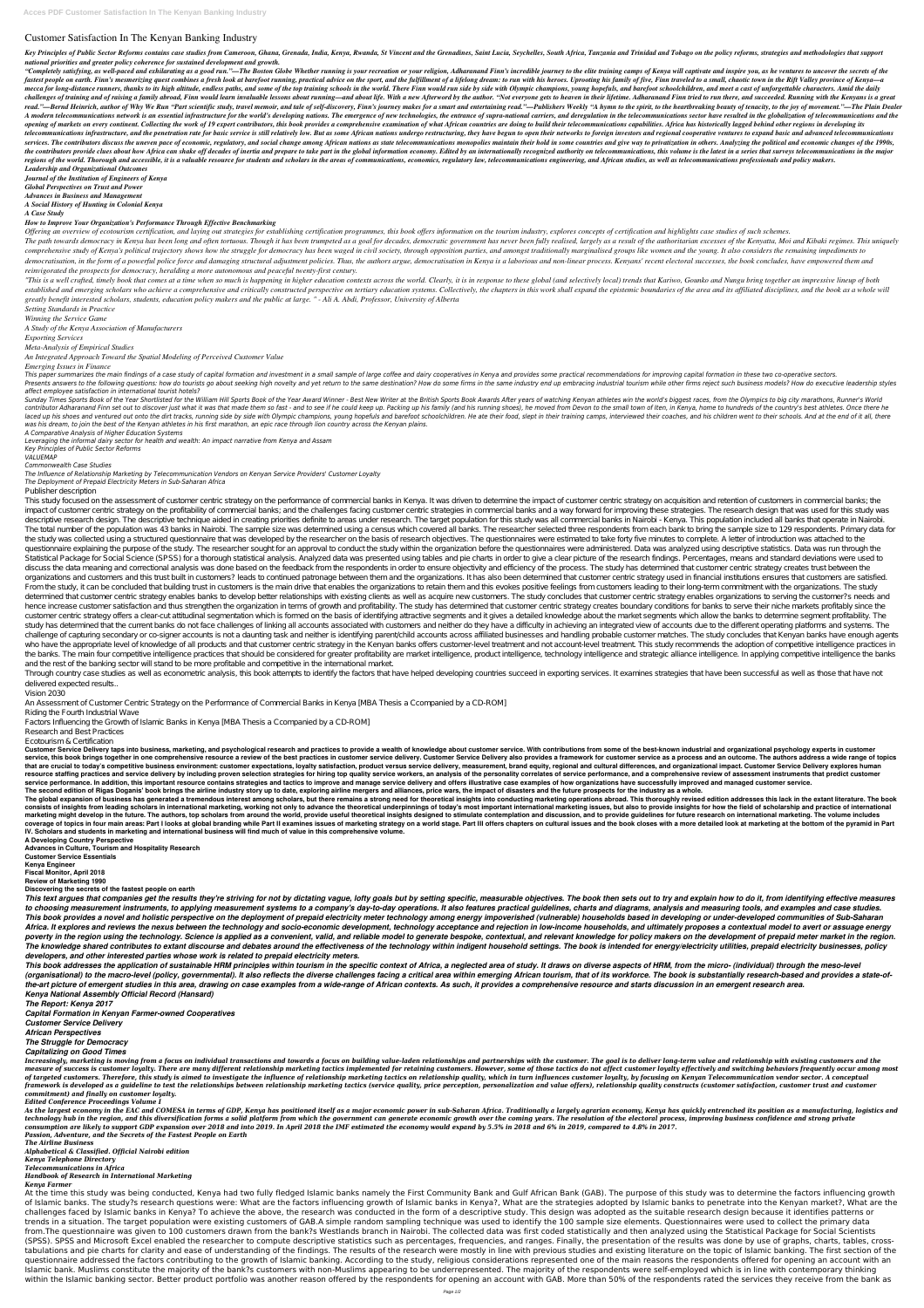# Customer Satisfaction In The Kenyan Banking Industry

*Key Principles of Public Sector Reforms contains case studies from Cameroon, Ghana, Grenada, India, Kenya, Rwanda, St Vincent and the Grenadines, Saint Lucia, Seychelles, South Africa, Tanzania and Trinidad and Tobago on the policy reforms, strategies and methodologies that support national priorities and greater policy coherence for sustained development and growth.*

*"Completely satisfying, as well-paced and exhilarating as a good run."—The Boston Globe Whether running is your recreation or your religion, Adharanand Finn's incredible journey to the elite training camps of Kenya will captivate and inspire you, as he ventures to uncover the secrets of the fastest people on earth. Finn's mesmerizing quest combines a fresh look at barefoot running, practical advice on the sport, and the fulfillment of a lifelong dream: to run with his heroes. Uprooting his family of five, Finn traveled to a small, chaotic town in the Rift Valley province of Kenya—a mecca for long-distance runners, thanks to its high altitude, endless paths, and some of the top training schools in the world. There Finn would run side by side with Olympic champions, young hopefuls, and barefoot schoolchildren, and meet a cast of unforgettable characters. Amid the daily challenges of training and of raising a family abroad, Finn would learn invaluable lessons about running—and about life. With a new Afterword by the author. "Not everyone gets to heaven in their lifetime. Adharanand Finn tried to run there, and succeeded. Running with the Kenyans is a great read."—Bernd Heinrich, author of Why We Run "Part scientific study, travel memoir, and tale of self-discovery, Finn's journey makes for a smart and entertaining read."—Publishers Weekly "A hymn to the spirit, to the heartbreaking beauty of tenacity, to the joy of movement."—The Plain Dealer*

*A modern telecommunications network is an essential infrastructure for the world's developing nations. The emergence of new technologies, the entrance of supra-national carriers, and deregulation in the telecommunications sector have resulted in the globalization of telecommunications and the opening of markets on every continent. Collecting the work of 19 expert contributors, this book provides a comprehensive examination of what African countries are doing to build their telecommunications capabilities. Africa has historically lagged behind other regions in developing its telecommunications infrastructure, and the penetration rate for basic service is still relatively low. But as some African nations undergo restructuring, they have begun to open their networks to foreign investors and regional cooperative ventures to expand basic and advanced telecommunications services. The contributors discuss the uneven pace of economic, regulatory, and social change among African nations as state telecommunications monopolies maintain their hold in some countries and give way to privatization in others. Analyzing the political and economic changes of the 1990s, the contributors provide clues about how Africa can shake off decades of inertia and prepare to take part in the global information economy. Edited by an internationally recognized authority on telecommunications, this volume is the latest in a series that surveys telecommunications in the major regions of the world. Thorough and accessible, it is a valuable resource for students and scholars in the areas of communications, economics, regulatory law, telecommunications engineering, and African studies, as well as telecommunications professionals and policy makers.*

*Leadership and Organizational Outcomes*

*Journal of the Institution of Engineers of Kenya*

*Global Perspectives on Trust and Power*

*Advances in Business and Management*

*A Social History of Hunting in Colonial Kenya*

*A Case Study*

*How to Improve Your Organization's Performance Through Effective Benchmarking*

*Offering an overview of ecotourism certification, and laying out strategies for establishing certification programmes, this book offers information on the tourism industry, explores concepts of certification and highlights case studies of such schemes.*

*The path towards democracy in Kenya has been long and often tortuous. Though it has been trumpeted as a goal for decades, democratic government has never been fully realised, largely as a result of the authoritarian excesses of the Kenyatta, Moi and Kibaki regimes. This uniquely comprehensive study of Kenya's political trajectory shows how the struggle for democracy has been waged in civil society, through opposition parties, and amongst traditionally marginalised groups like women and the young. It also considers the remaining impediments to democratisation, in the form of a powerful police force and damaging structural adjustment policies. Thus, the authors argue, democratisation in Kenya is a laborious and non-linear process. Kenyans' recent electoral successes, the book concludes, have empowered them and reinvigorated the prospects for democracy, heralding a more autonomous and peaceful twenty-first century.*

*"This is a well crafted, timely book that comes at a time when so much is happening in higher education contexts across the world. Clearly, it is in response to these global (and selectively local) trends that Kariwo, Gounko and Nungu bring together an impressive lineup of both established and emerging scholars who achieve a comprehensive and critically constructed perspective on tertiary education systems. Collectively, the chapters in this work shall expand the epistemic boundaries of the area and its affiliated disciplines, and the book as a whole will greatly benefit interested scholars, students, education policy makers and the public at large. " - Ali A. Abdi, Professor, University of Alberta*

*Setting Standards in Practice*

*Winning the Service Game*

*A Study of the Kenya Association of Manufacturers*

*Exporting Services*

*Meta-Analysis of Empirical Studies*

*An Integrated Approach Toward the Spatial Modeling of Perceived Customer Value*

*Emerging Issues in Finance*

*This paper summarizes the main findings of a case study of capital formation and investment in a small sample of large coffee and dairy cooperatives in Kenya and provides some practical recommendations for improving capital formation in these two co-operative sectors.*

*Presents answers to the following questions: how do tourists go about seeking high novelty and yet return to the same destination? How do some firms in the same industry end up embracing industrial tourism while other firms reject such business models? How do executive leadership styles affect employee satisfaction in international tourist hotels?*

*Sunday Times Sports Book of the Year Shortlisted for the William Hill Sports Book of the Year Award Winner - Best New Writer at the British Sports Book Awards After years of watching Kenyan athletes win the world's biggest races, from the Olympics to big city marathons, Runner's World contributor Adharanand Finn set out to discover just what it was that made them so fast - and to see if he could keep up. Packing up his family (and his running shoes), he moved from Devon to the small town of Iten, in Kenya, home to hundreds of the country's best athletes. Once there he laced up his shoes and ventured out onto the dirt tracks, running side by side with Olympic champions, young hopefuls and barefoot schoolchildren. He ate their food, slept in their training camps, interviewed their coaches, and his children went to their schools. And at the end of it all, there was his dream, to join the best of the Kenyan athletes in his first marathon, an epic race through lion country across the Kenyan plains.*

*A Comparative Analysis of Higher Education Systems*

*Leveraging the informal dairy sector for health and wealth: An impact narrative from Kenya and Assam*

*Key Principles of Public Sector Reforms*

*VALUEMAP*

*Commonwealth Case Studies*

*The Influence of Relationship Marketing by Telecommunication Vendors on Kenyan Service Providers' Customer Loyalty*

*The Deployment of Prepaid Electricity Meters in Sub-Saharan Africa*

Publisher description

This study focused on the assessment of customer centric strategy on the performance of commercial banks in Kenya. It was driven to determine the impact of customer centric strategy on acquisition and retention of customers in commercial banks; the impact of customer centric strategy on the profitability of commercial banks; and the challenges facing customer centric strategies in commercial banks and a way forward for improving these strategies. The research design that was used for this study was descriptive research design. The descriptive technique aided in creating priorities definite to areas under research. The target population for this study was all commercial banks in Nairobi - Kenya. This population included all banks that operate in Nairobi. The total number of the population was 43 banks in Nairobi. The sample size was determined using a census which covered all banks. The researcher selected three respondents from each bank to bring the sample size to 129 respondents. Primary data for the study was collected using a structured questionnaire that was developed by the researcher on the basis of research objectives. The questionnaires were estimated to take forty five minutes to complete. A letter of introduction was attached to the questionnaire explaining the purpose of the study. The researcher sought for an approval to conduct the study within the organization before the questionnaires were administered. Data was analyzed using descriptive statistics. Data was run through the Statistical Package for Social Science (SPSS) for a thorough statistical analysis. Analyzed data was presented using tables and pie charts in order to give a clear picture of the research findings. Percentages, means and standard deviations were used to discuss the data meaning and correctional analysis was done based on the feedback from the respondents in order to ensure objectivity and efficiency of the process. The study has determined that customer centric strategy creates trust between the organizations and customers and this trust built in customers? leads to continued patronage between them and the organizations. It has also been determined that customer centric strategy used in financial institutions ensures that customers are satisfied. From the study, it can be concluded that building trust in customers is the main drive that enables the organizations to retain them and this evokes positive feelings from customers leading to their long-term commitment with the organizations. The study determined that customer centric strategy enables banks to develop better relationships with existing clients as well as acquire new customers. The study concludes that customer centric strategy enables organizations to serving the customer?s needs and hence increase customer satisfaction and thus strengthen the organization in terms of growth and profitability. The study has determined that customer centric strategy creates boundary conditions for banks to serve their niche markets profitably since the customer centric strategy offers a clear-cut attitudinal segmentation which is formed on the basis of identifying attractive segments and it gives a detailed knowledge about the market segments which allow the banks to determine segment profitability. The study has determined that the current banks do not face challenges of linking all accounts associated with customers and neither do they have a difficulty in achieving an integrated view of accounts due to the different operating platforms and systems. The challenge of capturing secondary or co-signer accounts is not a daunting task and neither is identifying parent/child accounts across affiliated businesses and handling probable customer matches. The study concludes that Kenyan banks have enough agents who have the appropriate level of knowledge of all products and that customer centric strategy in the Kenyan banks offers customer-level treatment and not account-level treatment. This study recommends the adoption of competitive intelligence practices in the banks. The main four competitive intelligence practices that should be considered for greater profitability are market intelligence, product intelligence, technology intelligence and strategic alliance intelligence. In applying competitive intelligence the banks and the rest of the banking sector will stand to be more profitable and competitive in the international market.

Through country case studies as well as econometric analysis, this book attempts to identify the factors that have helped developing countries succeed in exporting services. It examines strategies that have been successful as well as those that have not delivered expected results..

Vision 2030

An Assessment of Customer Centric Strategy on the Performance of Commercial Banks in Kenya [MBA Thesis a Ccompanied by a CD-ROM]

Riding the Fourth Industrial Wave

Factors Influencing the Growth of Islamic Banks in Kenya [MBA Thesis a Ccompanied by a CD-ROM]

Research and Best Practices

Ecotourism & Certification

**Customer Service Delivery taps into business, marketing, and psychological research and practices to provide a wealth of knowledge about customer service. With contributions from some of the best-known industrial and organizational psychology experts in customer service, this book brings together in one comprehensive resource a review of the best practices in customer service delivery. Customer Service Delivery also provides a framework for customer service as a process and an outcome. The authors address a wide range of topics that are crucial to today's competitive business environment: customer expectations, loyalty satisfaction, product versus service delivery, measurement, brand equity, regional and cultural differences, and organizational impact. Customer Service Delivery explores human resource staffing and service delivery by including proven selection strategies for hiring top quality service workers, an analysis of the personality correlates of service performance, and a comprehensive review of assessment instruments that predict customer service performance. In addition, this important resource contains strategies and tactics to improve and manage service delivery and offers illustrative case examples of how organizations have successfully improved and managed customer service.**

**The second edition of Rigas Doganis' book brings the airline industry story up to date, exploring airline mergers and alliances, price wars, the impact of disasters and the future prospects for the industry as a whole.**

**The global expansion of business has generated a tremendous interest among scholars, but there remains a strong need for theoretical insights into conducting marketing operations abroad. This thoroughly revised edition addresses this lack in the extant literature. The book consists of insights from leading scholars in international marketing, working not only to advance the theoretical underpinnings of today's most important international marketing issues, but also to provide insights for how the field of scholarship and practice of international marketing might develop in the future. The authors, top scholars from around the world, provide useful theoretical insights designed to stimulate contemplation and discussion, and to provide guidelines for future research on international marketing. The volume includes coverage of topics in four main areas: Part I looks at global branding while Part II examines issues of marketing strategy on a world stage. Part III offers chapters on cultural issues and the book closes with a more detailed look at marketing at the bottom of the pyramid in Part IV. Scholars and students in marketing and international business will find much of value in this comprehensive volume.**

**A Developing Country Perspective**

**Advances in Culture, Tourism and Hospitality Research**

**Customer Service Essentials**

**Kenya Engineer**

**Fiscal Monitor, April 2018**

**Review of Marketing 1990**

**Discovering the secrets of the fastest people on earth**

***This text argues that companies get the results they're striving for not by dictating vague, lofty goals but by setting specific, measurable objectives. The book then sets out to try and explain how to do it, from identifying effective measures to choosing measurement instruments, to applying measurement systems to a company's day-to-day operations. It also features practical guidelines, charts and diagrams, analysis and measuring tools, and examples and case studies.***

***This book provides a novel and holistic perspective on the deployment of prepaid electricity meter technology among energy impoverished (vulnerable) households based in developing or under-developed communities of Sub-Saharan Africa. It explores and reviews the nexus between the technology and socio-economic development, technology acceptance and rejection in low-income households, and ultimately proposes a contextual model to avert or assuage energy poverty in the region using the technology. Science is applied as a convenient, valid, and reliable model to generate bespoke, contextual, and relevant knowledge for policy makers on the development of prepaid meter market in the region. The knowledge shared contributes to extant discourse and debates around the effectiveness of the technology within indigent household settings. The book is intended for energy/electricity utilities, prepaid electricity businesses, policy developers, and other interested parties whose work is related to prepaid electricity meters.***

***This book addresses the application of sustainable HRM principles within tourism in the specific context of Africa, a neglected area of study. It draws on diverse aspects of HRM, from the micro- (individual) through the meso-level (organisational) to the macro-level (policy, governmental). It also reflects the diverse challenges facing a critical area within emerging African tourism, that of its workforce. The book is substantially research-based and provides a state-of-the-art picture of emergent studies in this area, drawing on case examples from a wide-range of African contexts. As such, it provides a comprehensive resource and starts discussion in an emergent research area.***

***Kenya National Assembly Official Record (Hansard)***

***The Report: Kenya 2017***

***Capital Formation in Kenyan Farmer-owned Cooperatives***

***Customer Service Delivery***

***African Perspectives***

***The Struggle for Democracy***

***Capitalizing on Good Times***

***Increasingly, marketing is moving from a focus on individual transactions and towards a focus on building value-laden relationships and partnerships with the customer. The goal is to deliver long-term value and relationship with existing customers and the measure of success is customer loyalty. There are many different relationship marketing tactics implemented for retaining customers. However, some of those tactics do not affect customer loyalty effectively and switching behaviors frequently occur among most of targeted customers. Therefore, this study is aimed to investigate the influence of relationship marketing tactics on relationship quality, which in turn influences customer loyalty, by focusing on Kenyan Telecommunication vendor sector. A conceptual framework is developed as a guideline to test the relationships between relationship marketing tactics (service quality, price perception, personalization and value offers), relationship quality constructs (customer satisfaction, customer trust and customer commitment) and finally on customer loyalty.***

***Edited Conference Proceedings Volume I***

***As the largest economy in the EAC and COMESA in terms of GDP, Kenya has positioned itself as a major economic power in sub-Saharan Africa. Traditionally a largely agrarian economy, Kenya has quickly entrenched its position as a manufacturing, logistics and technology hub in the region, and this diversification forms a solid platform from which the government can generate economic growth over the coming years. The resolution of the electoral process, improving business confidence and strong private consumption are likely to support GDP expansion over 2018 and into 2019. In April 2018 the IMF estimated the economy would expand by 5.5% in 2018 and 6% in 2019, compared to 4.8% in 2017.***

***Passion, Adventure, and the Secrets of the Fastest People on Earth***

***The Airline Business***

***Alphabetical & Classified. Official Nairobi edition***

***Kenya Telephone Directory***

***Telecommunications in Africa***

***Handbook of Research in International Marketing***

***Kenya Farmer***

At the time this study was being conducted, Kenya had two fully fledged Islamic banks namely the First Community Bank and Gulf African Bank (GAB). The purpose of this study was to determine the factors influencing growth of Islamic banks. The study?s research questions were: What are the factors influencing growth of Islamic banks in Kenya?, What are the strategies adopted by Islamic banks to penetrate into the Kenyan market?, What are the challenges faced by Islamic banks in Kenya? To achieve the above, the research was conducted in the form of a descriptive study. This design was adopted as the suitable research design because it identifies patterns or trends in a situation. The target population were existing customers of GAB.A simple random sampling technique was used to identify the 100 sample size elements. Questionnaires were used to collect the primary data from.The questionnaire was given to 100 customers drawn from the bank?s Westlands branch in Nairobi. The collected data was first coded statistically and then analyzed using the Statistical Package for Social Scientists (SPSS). SPSS and Microsoft Excel enabled the researcher to compute descriptive statistics such as percentages, frequencies, and ranges. Finally, the presentation of the results was done by use of graphs, charts, tables, cross-tabulations and pie charts for clarity and ease of understanding of the findings. The results of the research were mostly in line with previous studies and existing literature on the topic of Islamic banking. The first section of the questionnaire addressed the factors contributing to the growth of Islamic banking. According to the study, religious considerations represented one of the main reasons the respondents offered for opening an account with an Islamic bank. Muslims constitute the majority of the bank?s customers with non-Muslims appearing to be underrepresented. The majority of the respondents were self-employed which is in line with contemporary thinking within the Islamic banking sector. Better product portfolio was another reason offered by the respondents for opening an account with GAB. More than 50% of the respondents rated the services they receive from the bank as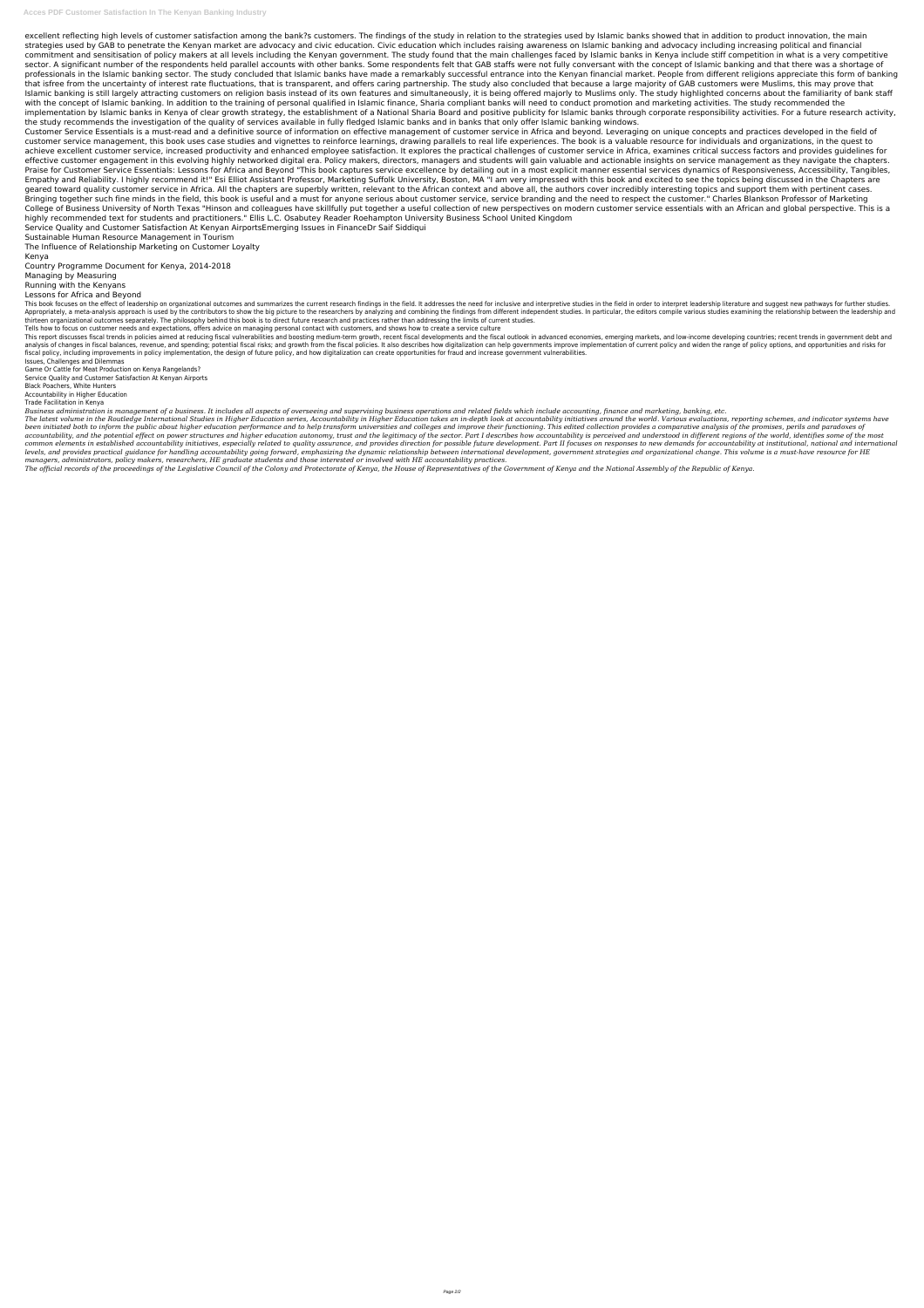excellent reflecting high levels of customer satisfaction among the bank?s customers. The findings of the study in relation to the strategies used by Islamic banks showed that in addition to product innovation, the main strategies used by GAB to penetrate the Kenyan market are advocacy and civic education. Civic education which includes raising awareness on Islamic banking and advocacy including increasing political and financial commitment and sensitisation of policy makers at all levels including the Kenyan government. The study found that the main challenges faced by Islamic banks in Kenya include stiff competition in what is a very competitive sector. A significant number of the respondents held parallel accounts with other banks. Some respondents felt that GAB staffs were not fully conversant with the concept of Islamic banking and that there was a shortage of professionals in the Islamic banking sector. The study concluded that Islamic banks have made a remarkably successful entrance into the Kenyan financial market. People from different religions appreciate this form of banking that isfree from the uncertainty of interest rate fluctuations, that is transparent, and offers caring partnership. The study also concluded that because a large majority of GAB customers were Muslims, this may prove that Islamic banking is still largely attracting customers on religion basis instead of its own features and simultaneously, it is being offered majorly to Muslims only. The study highlighted concerns about the familiarity of bank staff with the concept of Islamic banking. In addition to the training of personal qualified in Islamic finance, Sharia compliant banks will need to conduct promotion and marketing activities. The study recommended the implementation by Islamic banks in Kenya of clear growth strategy, the establishment of a National Sharia Board and positive publicity for Islamic banks through corporate responsibility activities. For a future research activity, the study recommends the investigation of the quality of services available in fully fledged Islamic banks and in banks that only offer Islamic banking windows.

Customer Service Essentials is a must-read and a definitive source of information on effective management of customer service in Africa and beyond. Leveraging on unique concepts and practices developed in the field of customer service management, this book uses case studies and vignettes to reinforce learnings, drawing parallels to real life experiences. The book is a valuable resource for individuals and organizations, in the quest to achieve excellent customer service, increased productivity and enhanced employee satisfaction. It explores the practical challenges of customer service in Africa, examines critical success factors and provides guidelines for effective customer engagement in this evolving highly networked digital era. Policy makers, directors, managers and students will gain valuable and actionable insights on service management as they navigate the chapters. Praise for Customer Service Essentials: Lessons for Africa and Beyond "This book captures service excellence by detailing out in a most explicit manner essential services dynamics of Responsiveness, Accessibility, Tangibles, Empathy and Reliability. I highly recommend it!" Esi Elliot Assistant Professor, Marketing Suffolk University, Boston, MA "I am very impressed with this book and excited to see the topics being discussed in the Chapters are geared toward quality customer service in Africa. All the chapters are superbly written, relevant to the African context and above all, the authors cover incredibly interesting topics and support them with pertinent cases. Bringing together such fine minds in the field, this book is useful and a must for anyone serious about customer service, service branding and the need to respect the customer." Charles Blankson Professor of Marketing College of Business University of North Texas "Hinson and colleagues have skillfully put together a useful collection of new perspectives on modern customer service essentials with an African and global perspective. This is a highly recommended text for students and practitioners." Ellis L.C. Osabutey Reader Roehampton University Business School United Kingdom

Service Quality and Customer Satisfaction At Kenyan AirportsEmerging Issues in FinanceDr Saif Siddiqui

Sustainable Human Resource Management in Tourism

The Influence of Relationship Marketing on Customer Loyalty

Kenya

Country Programme Document for Kenya, 2014-2018

Managing by Measuring

Running with the Kenyans

Lessons for Africa and Beyond

This book focuses on the effect of leadership on organizational outcomes and summarizes the current research findings in the field. It addresses the need for inclusive and interpretive studies in the field in order to interpret leadership literature and suggest new pathways for further studies. Appropriately, a meta-analysis approach is used by the contributors to show the big picture to the researchers by analyzing and combining the findings from different independent studies. In particular, the editors compile various studies examining the relationship between the leadership and thirteen organizational outcomes separately. The philosophy behind this book is to direct future research and practices rather than addressing the limits of current studies.

Tells how to focus on customer needs and expectations, offers advice on managing personal contact with customers, and shows how to create a service culture

This report discusses fiscal trends in policies aimed at reducing fiscal vulnerabilities and boosting medium-term growth, recent fiscal developments and the fiscal outlook in advanced economies, emerging markets, and low-income developing countries; recent trends in government debt and analysis of changes in fiscal balances, revenue, and spending; potential fiscal risks; and growth from the fiscal policies. It also describes how digitalization can help governments improve implementation of current policy and widen the range of policy options, and opportunities and risks for fiscal policy, including improvements in policy implementation, the design of future policy, and how digitalization can create opportunities for fraud and increase government vulnerabilities.

Issues, Challenges and Dilemmas

Game Or Cattle for Meat Production on Kenya Rangelands?

Service Quality and Customer Satisfaction At Kenyan Airports

Black Poachers, White Hunters

Accountability in Higher Education

Trade Facilitation in Kenya

*Business administration is management of a business. It includes all aspects of overseeing and supervising business operations and related fields which include accounting, finance and marketing, banking, etc.*

*The latest volume in the Routledge International Studies in Higher Education series, Accountability in Higher Education takes an in-depth look at accountability initiatives around the world. Various evaluations, reporting schemes, and indicator systems have been initiated both to inform the public about higher education performance and to help transform universities and colleges and improve their functioning. This edited collection provides a comparative analysis of the promises, perils and paradoxes of accountability, and the potential effect on power structures and higher education autonomy, trust and the legitimacy of the sector. Part I describes how accountability is perceived and understood in different regions of the world, identifies some of the most common elements in established accountability initiatives, especially related to quality assurance, and provides direction for possible future development. Part II focuses on responses to new demands for accountability at institutional, national and international levels, and provides practical guidance for handling accountability going forward, emphasizing the dynamic relationship between international development, government strategies and organizational change. This volume is a must-have resource for HE managers, administrators, policy makers, researchers, HE graduate students and those interested or involved with HE accountability practices.*

*The official records of the proceedings of the Legislative Council of the Colony and Protectorate of Kenya, the House of Representatives of the Government of Kenya and the National Assembly of the Republic of Kenya.*